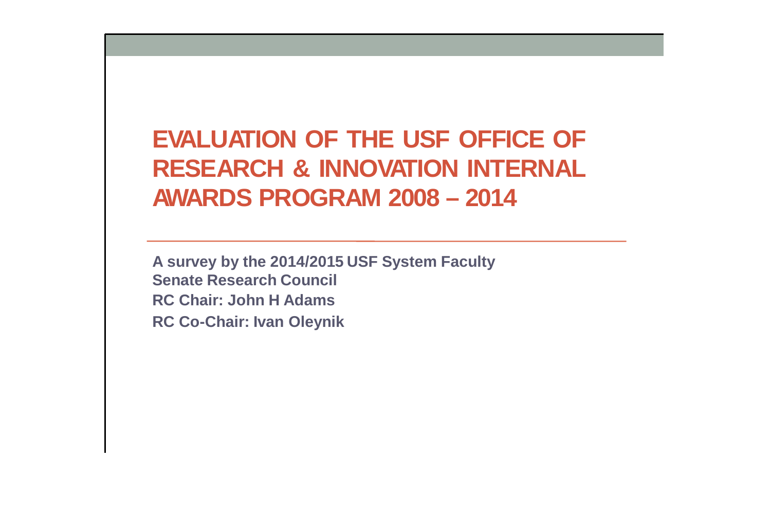# EVALUATION OF THE USF OFFICE OF RESEARCH & INNOVATION INTERNAL AWARDS PROGRAM 2008 – 2014

**A survey by the 2014/2015 USF System Faculty Senate Research Council**

**RC Chair: John H Adams**

**RC Co-Chair: Ivan Oleynik**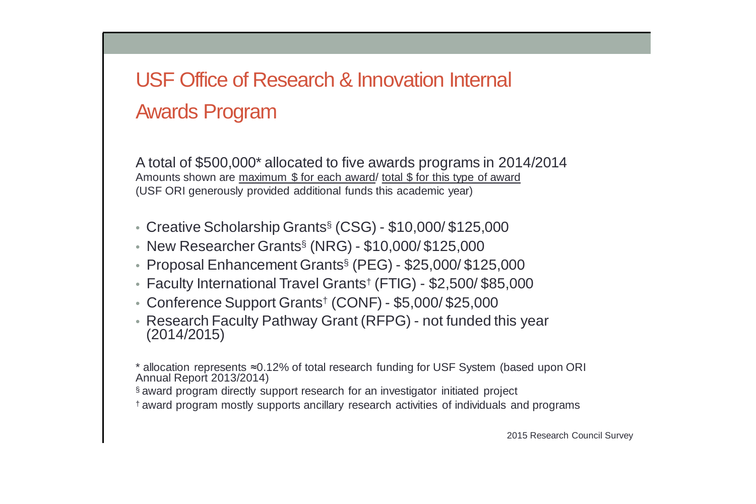# USF Office of Research & Innovation Internal Awards Program

A total of $500,000* allocated to five awards programs in 2014/2014
Amounts shown are <u>maximum $ for each award</u>/ <u>total $ for this type of award</u>
(USF ORI generously provided additional funds this academic year)

- Creative Scholarship Grants§ (CSG) - $10,000/ $125,000
- New Researcher Grants§ (NRG) - $10,000/ $125,000
- Proposal Enhancement Grants§ (PEG) - $25,000/ $125,000
- Faculty International Travel Grants† (FTIG) - $2,500/ $85,000
- Conference Support Grants† (CONF) - $5,000/ $25,000
- Research Faculty Pathway Grant (RFPG) - not funded this year (2014/2015)

\* allocation represents ≈0.12% of total research funding for USF System (based upon ORI Annual Report 2013/2014)

§ award program directly support research for an investigator initiated project

† award program mostly supports ancillary research activities of individuals and programs

2015 Research Council Survey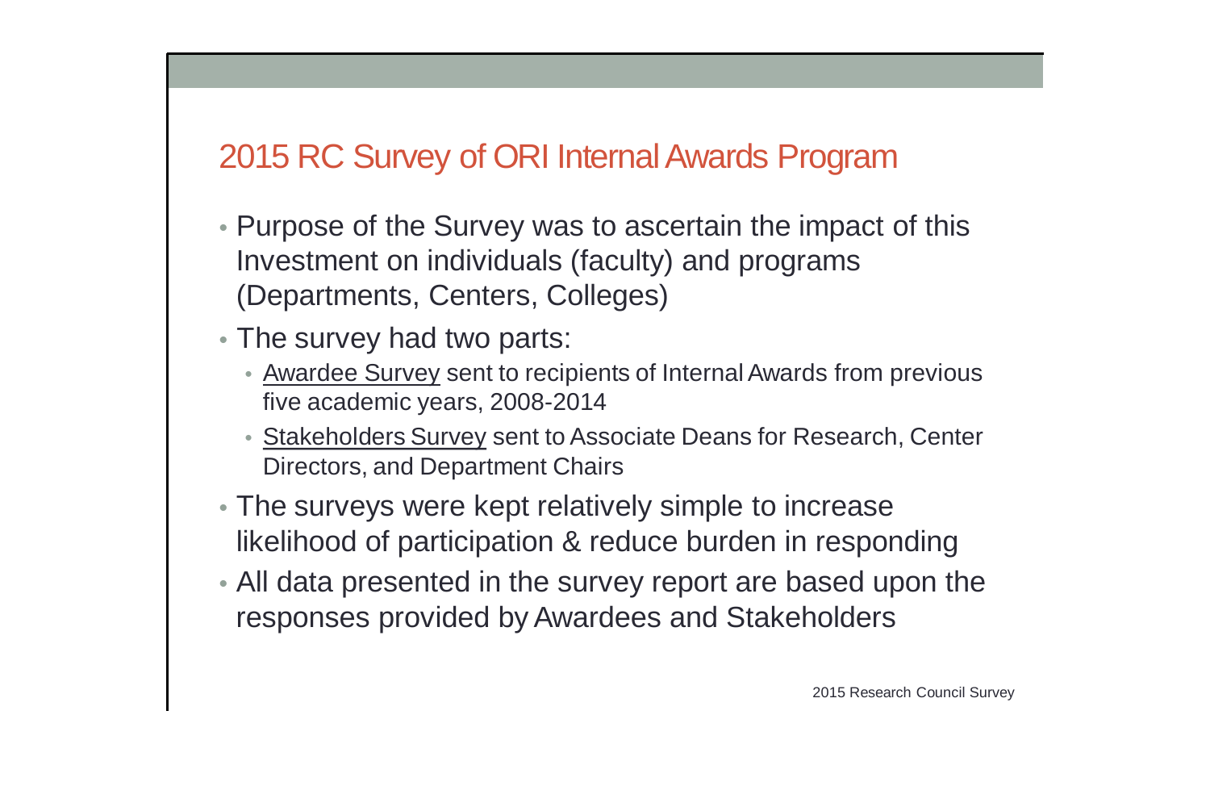## 2015 RC Survey of ORI Internal Awards Program

- Purpose of the Survey was to ascertain the impact of this Investment on individuals (faculty) and programs (Departments, Centers, Colleges)
- The survey had two parts:
  - <u>Awardee Survey</u> sent to recipients of Internal Awards from previous five academic years, 2008-2014
  - <u>Stakeholders Survey</u> sent to Associate Deans for Research, Center Directors, and Department Chairs
- The surveys were kept relatively simple to increase likelihood of participation & reduce burden in responding
- All data presented in the survey report are based upon the responses provided by Awardees and Stakeholders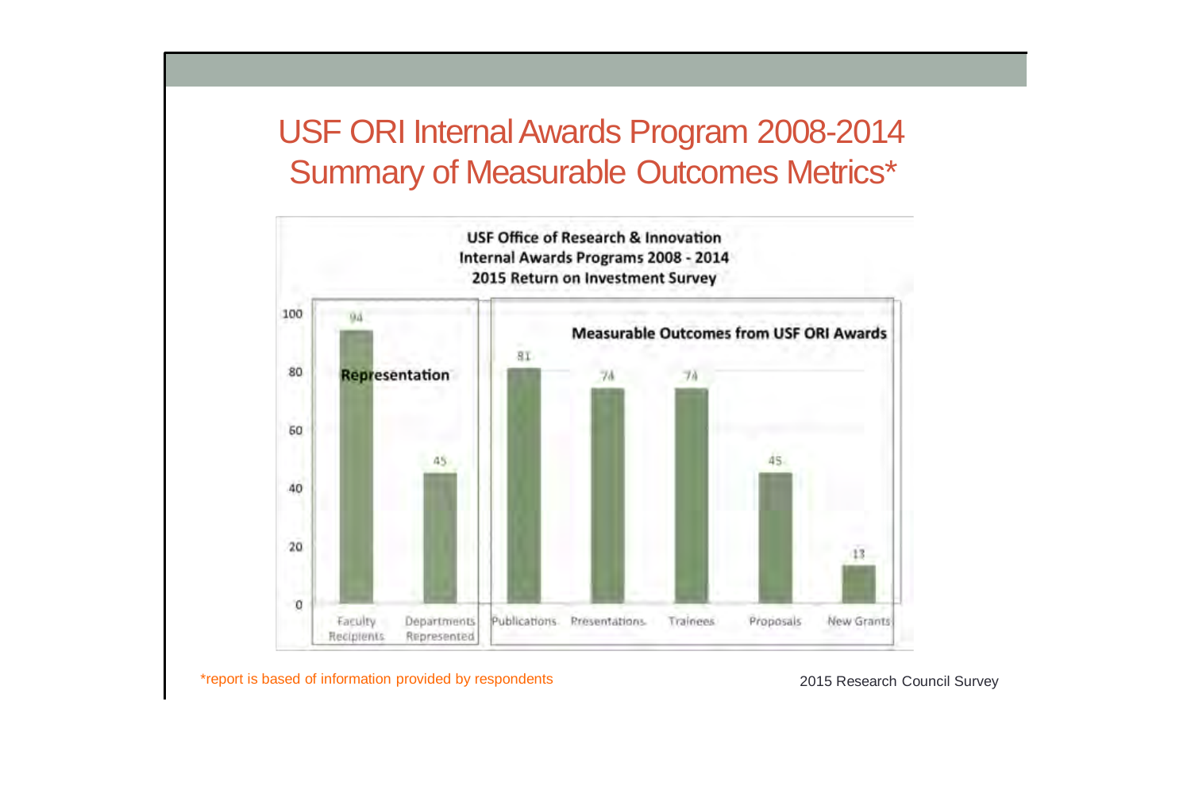# USF ORI Internal Awards Program 2008-2014 Summary of Measurable Outcomes Metrics*

**USF Office of Research & Innovation**
**Internal Awards Programs 2008 - 2014**
**2015 Return on Investment Survey**

| | Category | Value |
|---|---|---|
| **Representation** | Faculty Recipients | 94 |
| | Departments Represented | 45 |
| **Measurable Outcomes from USF ORI Awards** | Publications | 81 |
| | Presentations | 74 |
| | Trainees | 74 |
| | Proposals | 45 |
| | New Grants | 13 |

*report is based of information provided by respondents

2015 Research Council Survey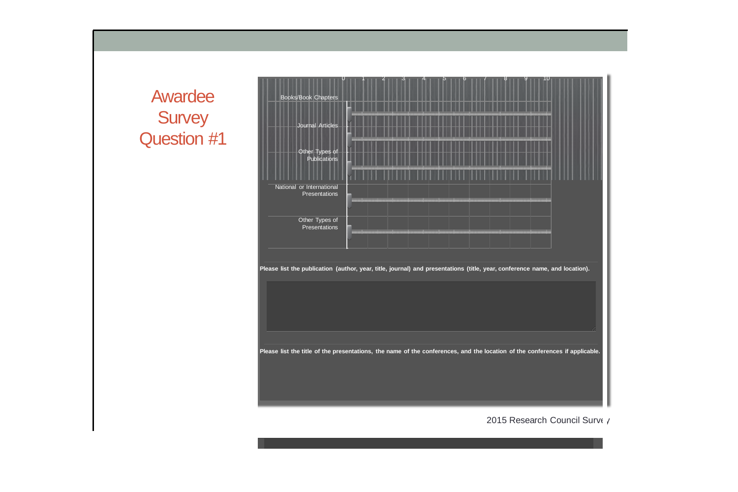# Awardee Survey Question #1

| | 0 | 1 | 2 | 3 | 4 | 5 | 6 | 7 | 8 | 9 | 10 |
|---|---|---|---|---|---|---|---|---|---|---|---|
| Books/Book Chapters | | | | | | | | | | | |
| Journal Articles | | | | | | | | | | | |
| Other Types of Publications | | | | | | | | | | | |
| National or International Presentations | | | | | | | | | | | |
| Other Types of Presentations | | | | | | | | | | | |

**Please list the publication (author, year, title, journal) and presentations (title, year, conference name, and location).**

**Please list the title of the presentations, the name of the conferences, and the location of the conferences if applicable.**

2015 Research Council Survey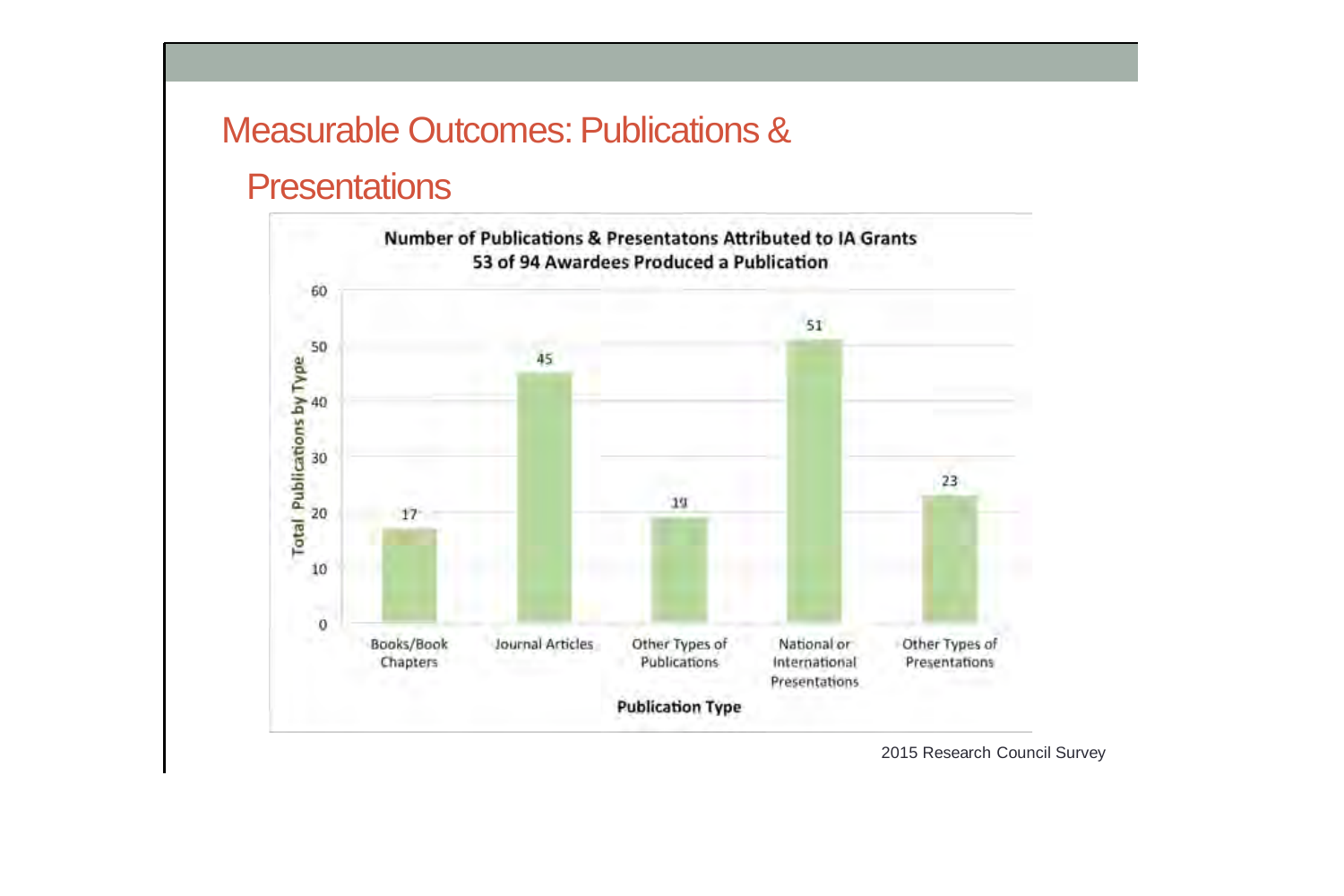# Measurable Outcomes: Publications & Presentations

**Number of Publications & Presentatons Attributed to IA Grants**
**53 of 94 Awardees Produced a Publication**

| Publication Type | Total Publications by Type |
|---|---|
| Books/Book Chapters | 17 |
| Journal Articles | 45 |
| Other Types of Publications | 19 |
| National or International Presentations | 51 |
| Other Types of Presentations | 23 |

2015 Research Council Survey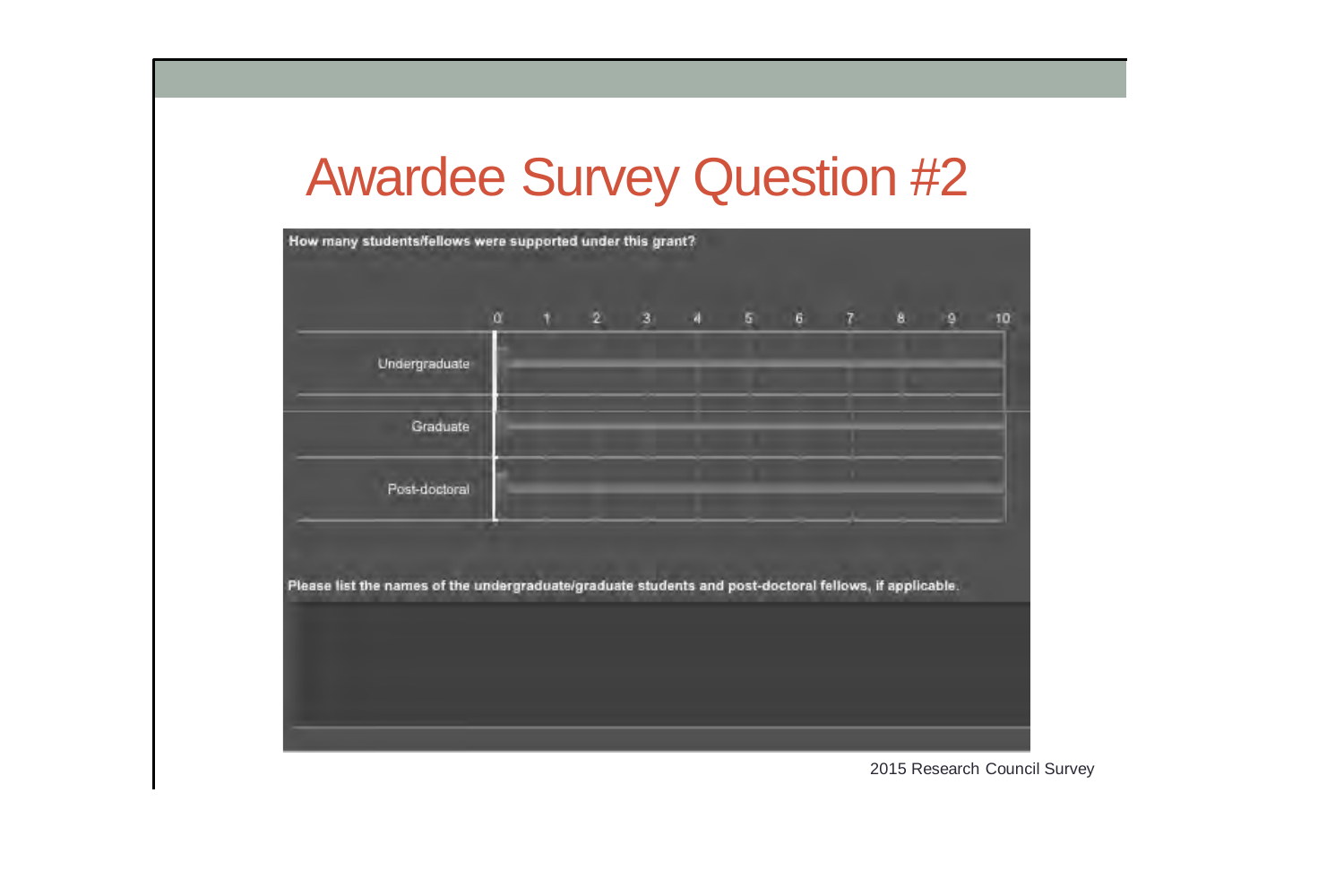# Awardee Survey Question #2

How many students/fellows were supported under this grant?

| | 0 | 1 | 2 | 3 | 4 | 5 | 6 | 7 | 8 | 9 | 10 |
|---|---|---|---|---|---|---|---|---|---|---|---|
| Undergraduate | | | | | | | | | | | |
| Graduate | | | | | | | | | | | |
| Post-doctoral | | | | | | | | | | | |

Please list the names of the undergraduate/graduate students and post-doctoral fellows, if applicable.

2015 Research Council Survey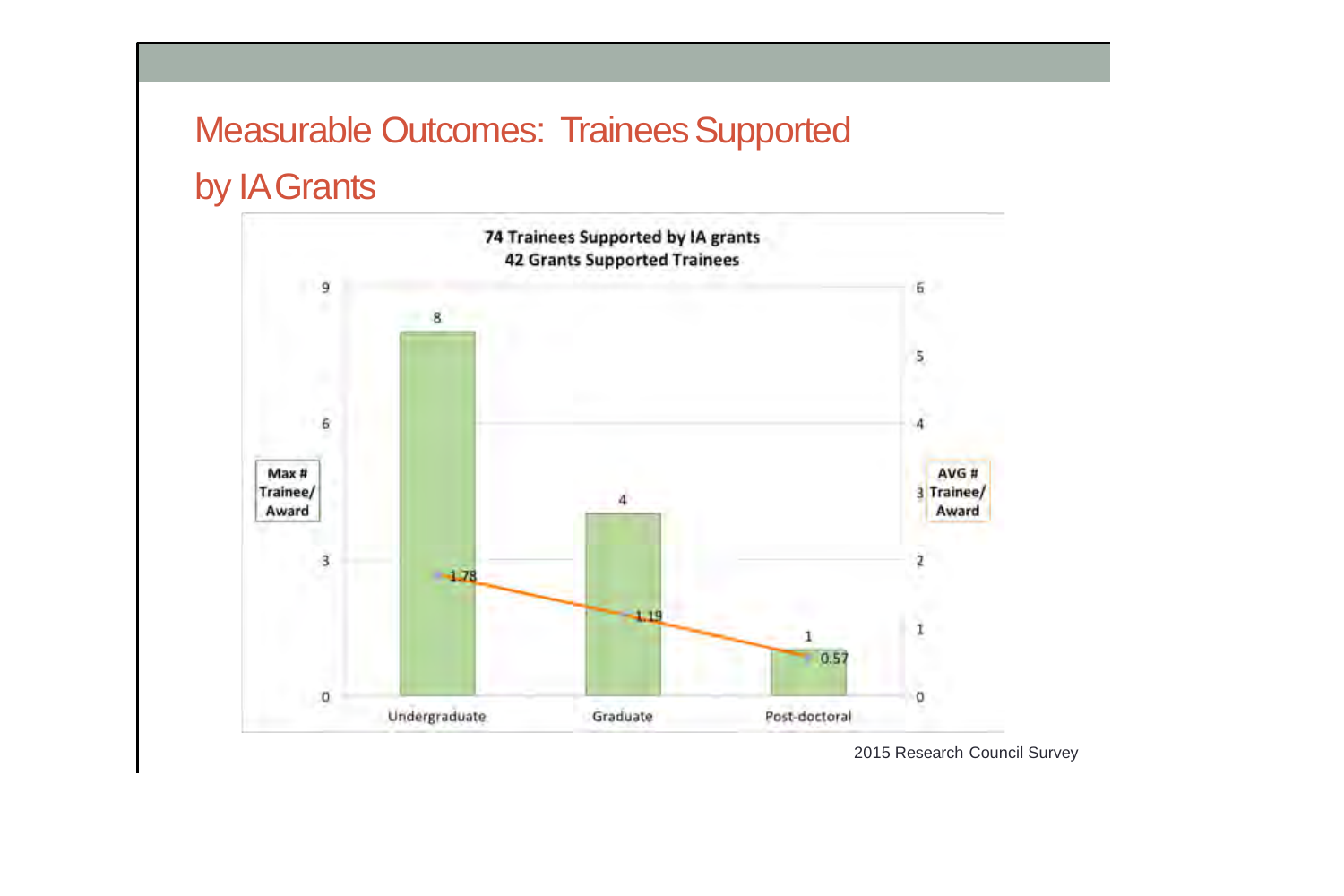# Measurable Outcomes: Trainees Supported by IA Grants

**74 Trainees Supported by IA grants**
**42 Grants Supported Trainees**

| | Undergraduate | Graduate | Post-doctoral |
|---|---|---|---|
| Max # Trainee/Award | 8 | 4 | 1 |
| AVG # Trainee/Award | 1.78 | 1.19 | 0.57 |

2015 Research Council Survey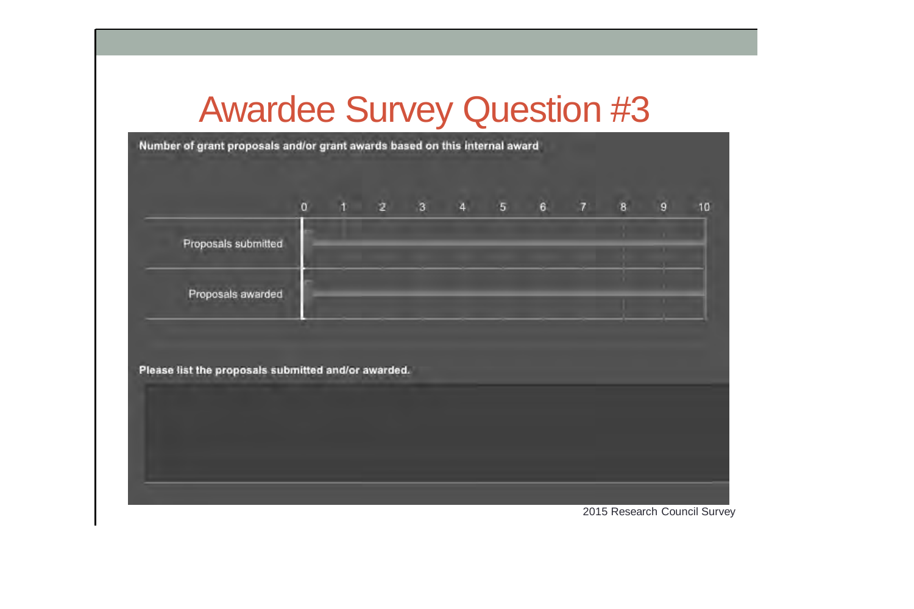# Awardee Survey Question #3

**Number of grant proposals and/or grant awards based on this internal award**

| | 0 | 1 | 2 | 3 | 4 | 5 | 6 | 7 | 8 | 9 | 10 |
|---|---|---|---|---|---|---|---|---|---|---|---|
| Proposals submitted | | | | | | | | | | | |
| Proposals awarded | | | | | | | | | | | |

**Please list the proposals submitted and/or awarded.**

2015 Research Council Survey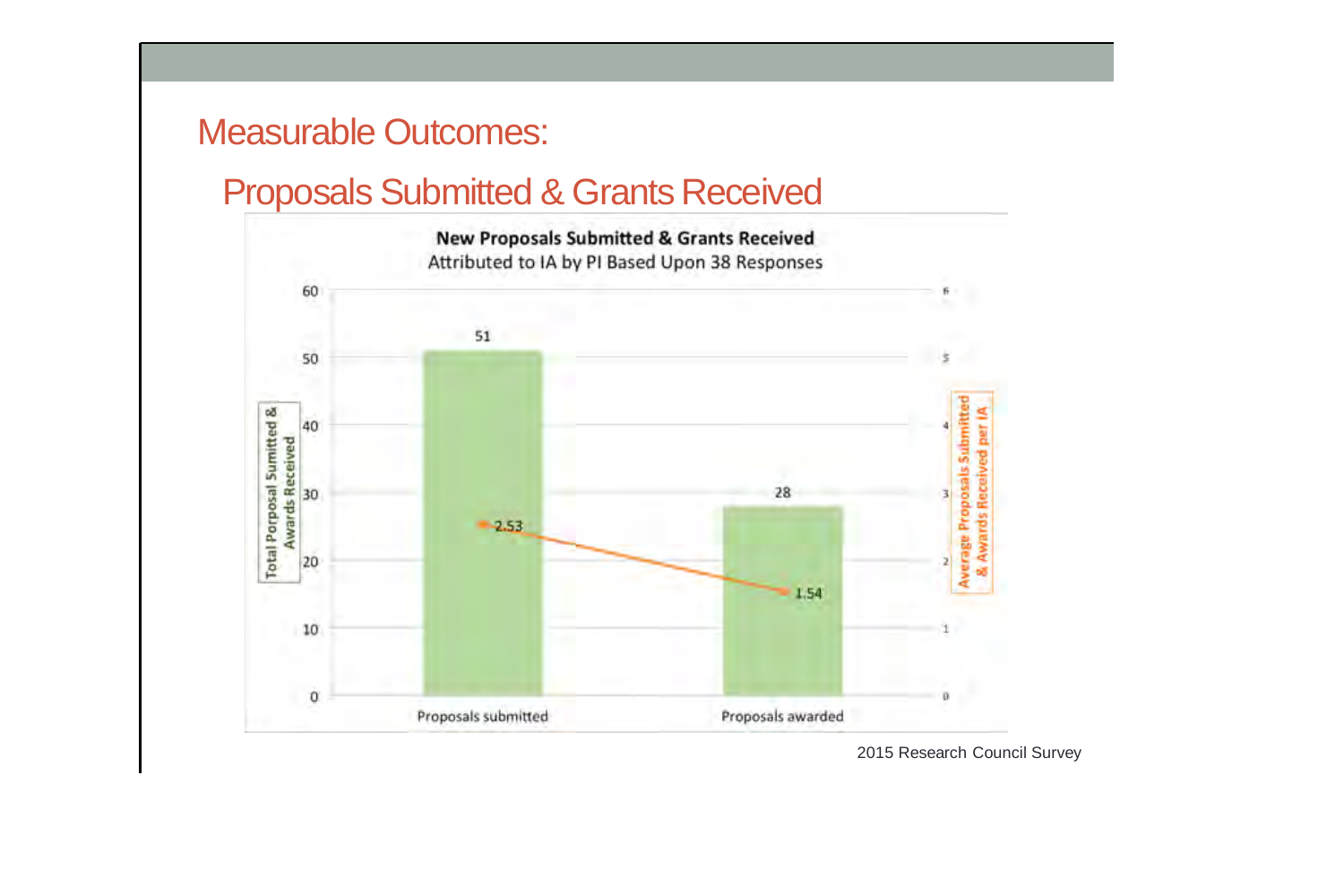# Measurable Outcomes:

## Proposals Submitted & Grants Received

**New Proposals Submitted & Grants Received**

Attributed to IA by PI Based Upon 38 Responses

| | Total Porposal Sumitted & Awards Received | Average Proposals Submitted & Awards Received per IA |
|---|---|---|
| Proposals submitted | 51 | 2.53 |
| Proposals awarded | 28 | 1.54 |

2015 Research Council Survey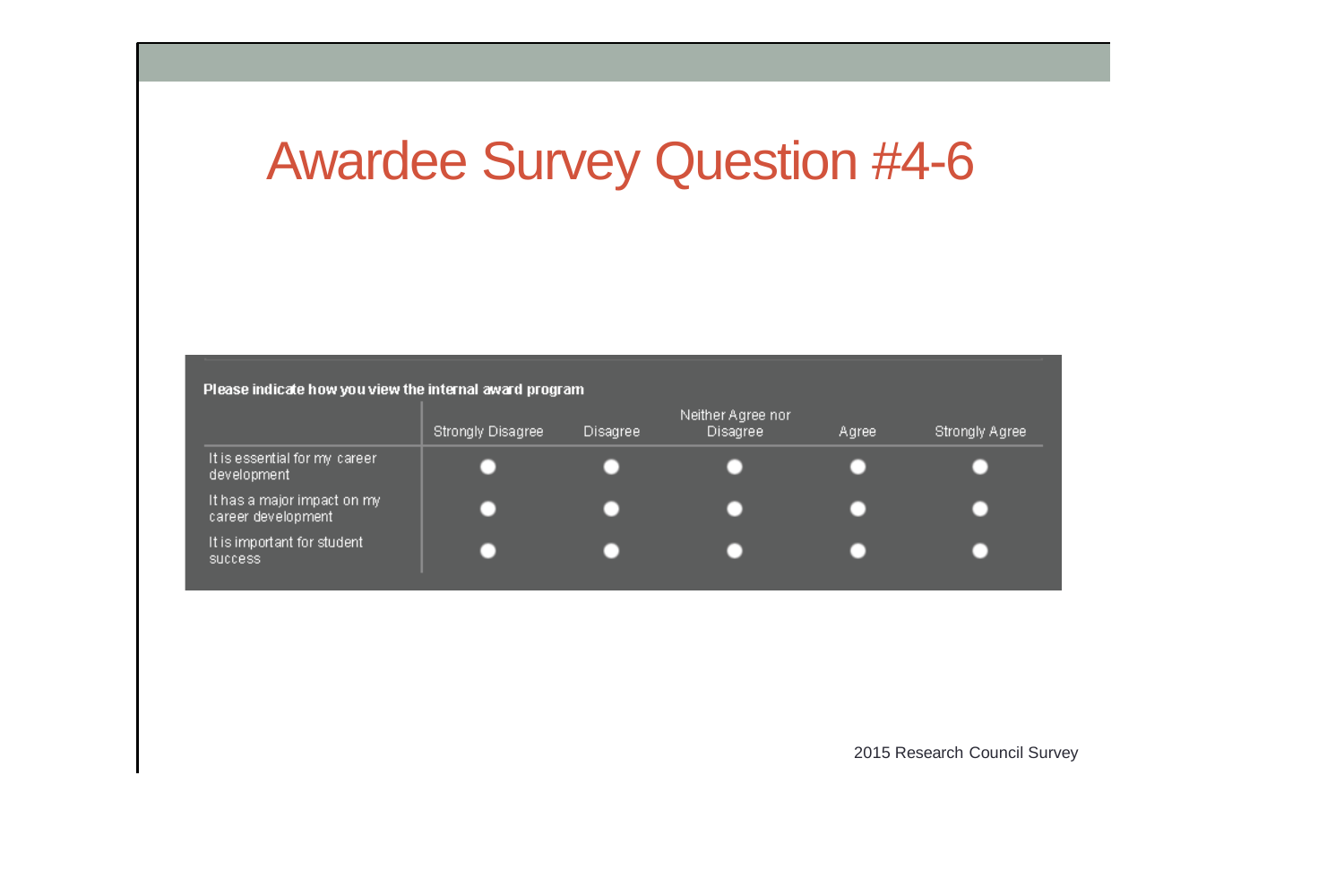# Awardee Survey Question #4-6

**Please indicate how you view the internal award program**

| | Strongly Disagree | Disagree | Neither Agree nor Disagree | Agree | Strongly Agree |
|---|---|---|---|---|---|
| It is essential for my career development | ○ | ○ | ○ | ○ | ○ |
| It has a major impact on my career development | ○ | ○ | ○ | ○ | ○ |
| It is important for student success | ○ | ○ | ○ | ○ | ○ |

2015 Research Council Survey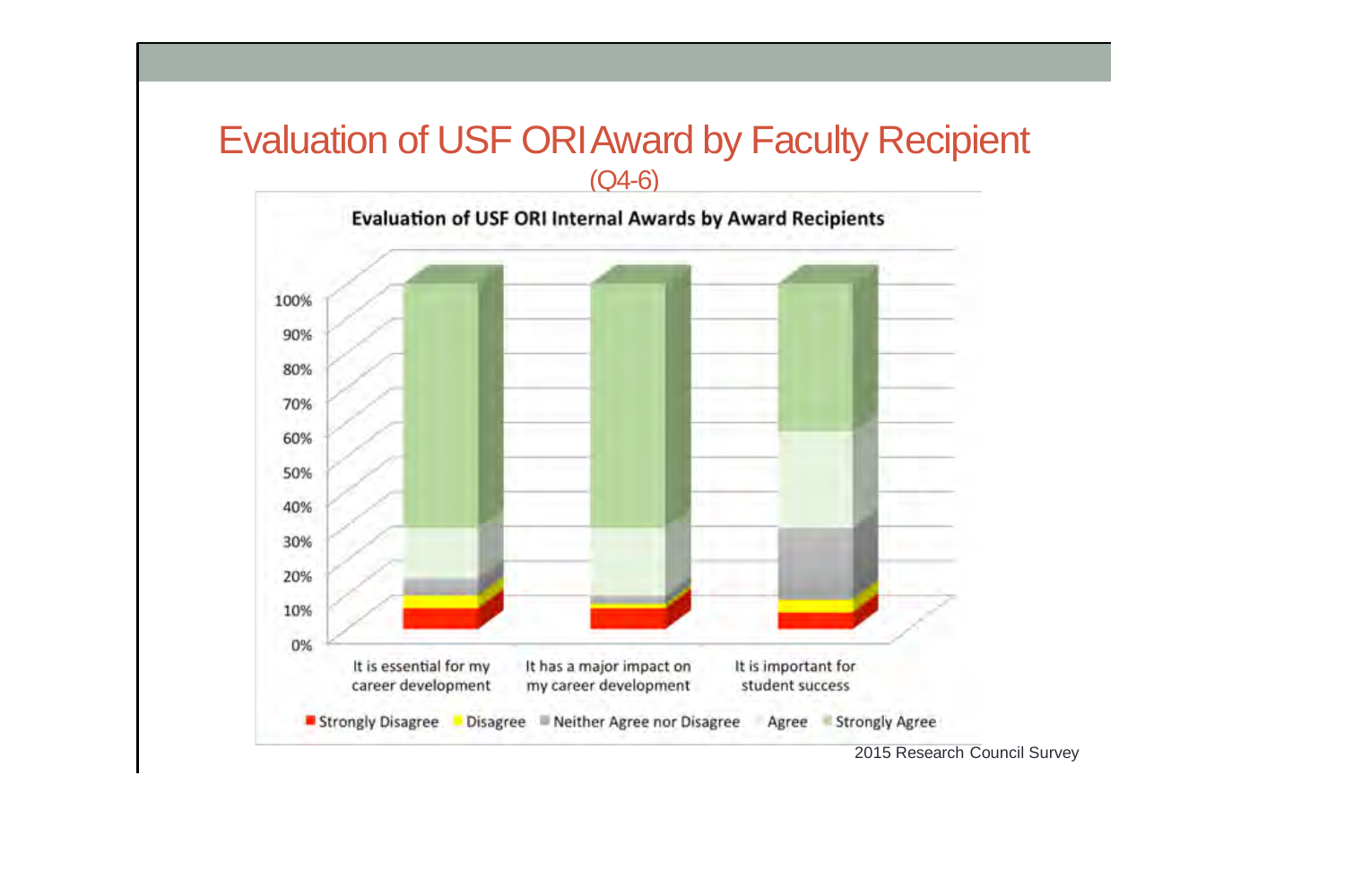# Evaluation of USF ORI Award by Faculty Recipient

(Q4-6)

**Evaluation of USF ORI Internal Awards by Award Recipients**

100%
90%
80%
70%
60%
50%
40%
30%
20%
10%
0%

It is essential for my career development | It has a major impact on my career development | It is important for student success

Strongly Disagree | Disagree | Neither Agree nor Disagree | Agree | Strongly Agree

2015 Research Council Survey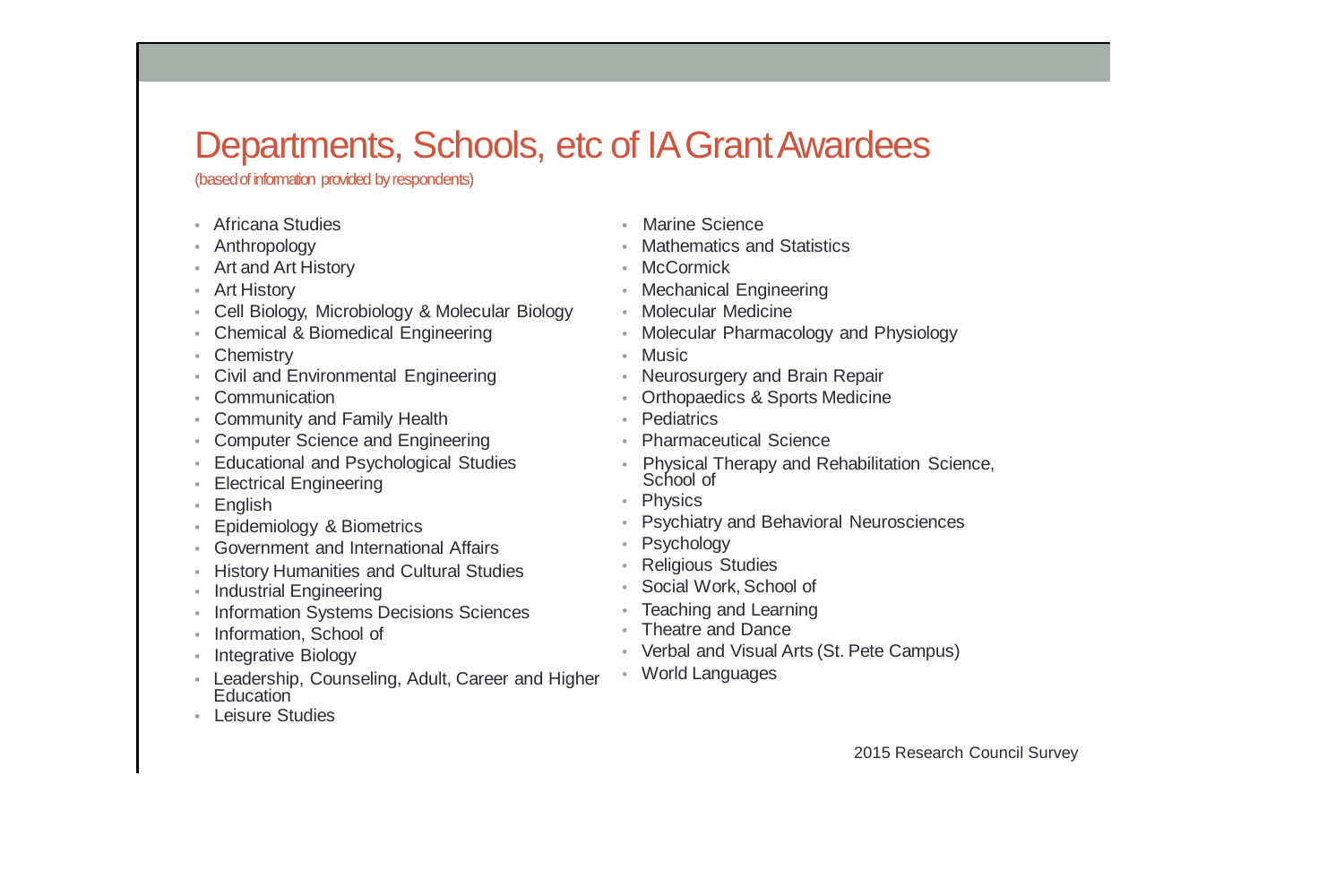# Departments, Schools, etc of IA Grant Awardees

(based of information provided by respondents)

- Africana Studies
- Anthropology
- Art and Art History
- Art History
- Cell Biology, Microbiology & Molecular Biology
- Chemical & Biomedical Engineering
- Chemistry
- Civil and Environmental Engineering
- Communication
- Community and Family Health
- Computer Science and Engineering
- Educational and Psychological Studies
- Electrical Engineering
- English
- Epidemiology & Biometrics
- Government and International Affairs
- History Humanities and Cultural Studies
- Industrial Engineering
- Information Systems Decisions Sciences
- Information, School of
- Integrative Biology
- Leadership, Counseling, Adult, Career and Higher Education
- Leisure Studies
- Marine Science
- Mathematics and Statistics
- McCormick
- Mechanical Engineering
- Molecular Medicine
- Molecular Pharmacology and Physiology
- Music
- Neurosurgery and Brain Repair
- Orthopaedics & Sports Medicine
- Pediatrics
- Pharmaceutical Science
- Physical Therapy and Rehabilitation Science, School of
- Physics
- Psychiatry and Behavioral Neurosciences
- Psychology
- Religious Studies
- Social Work, School of
- Teaching and Learning
- Theatre and Dance
- Verbal and Visual Arts (St. Pete Campus)
- World Languages

2015 Research Council Survey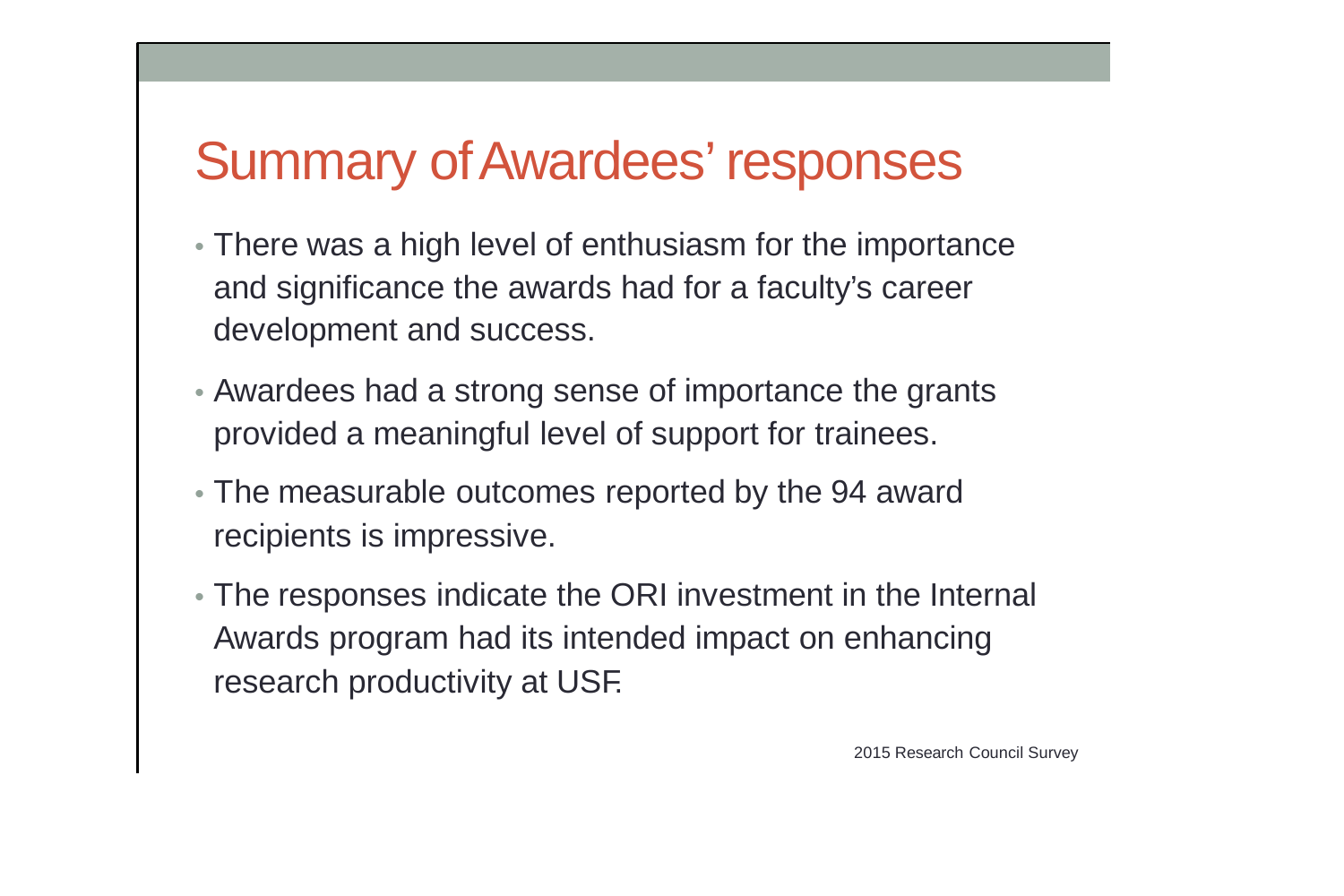# Summary of Awardees' responses

- There was a high level of enthusiasm for the importance and significance the awards had for a faculty's career development and success.
- Awardees had a strong sense of importance the grants provided a meaningful level of support for trainees.
- The measurable outcomes reported by the 94 award recipients is impressive.
- The responses indicate the ORI investment in the Internal Awards program had its intended impact on enhancing research productivity at USF.

2015 Research Council Survey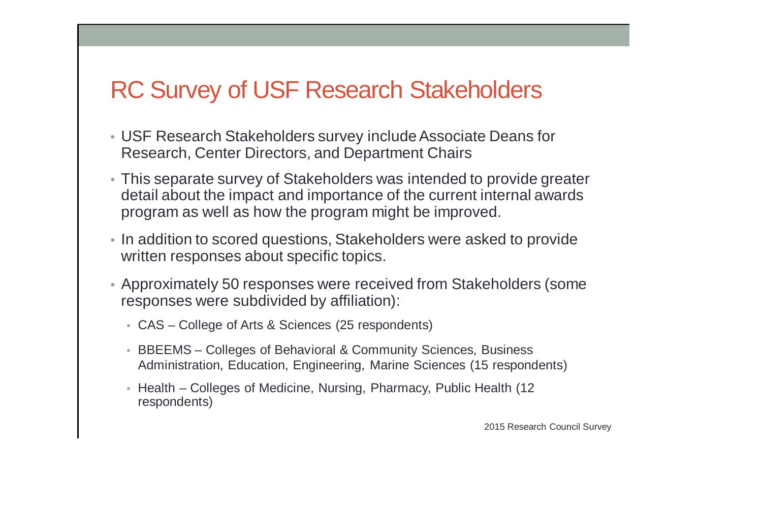# RC Survey of USF Research Stakeholders

- USF Research Stakeholders survey include Associate Deans for Research, Center Directors, and Department Chairs
- This separate survey of Stakeholders was intended to provide greater detail about the impact and importance of the current internal awards program as well as how the program might be improved.
- In addition to scored questions, Stakeholders were asked to provide written responses about specific topics.
- Approximately 50 responses were received from Stakeholders (some responses were subdivided by affiliation):
  - CAS – College of Arts & Sciences (25 respondents)
  - BBEEMS – Colleges of Behavioral & Community Sciences, Business Administration, Education, Engineering, Marine Sciences (15 respondents)
  - Health – Colleges of Medicine, Nursing, Pharmacy, Public Health (12 respondents)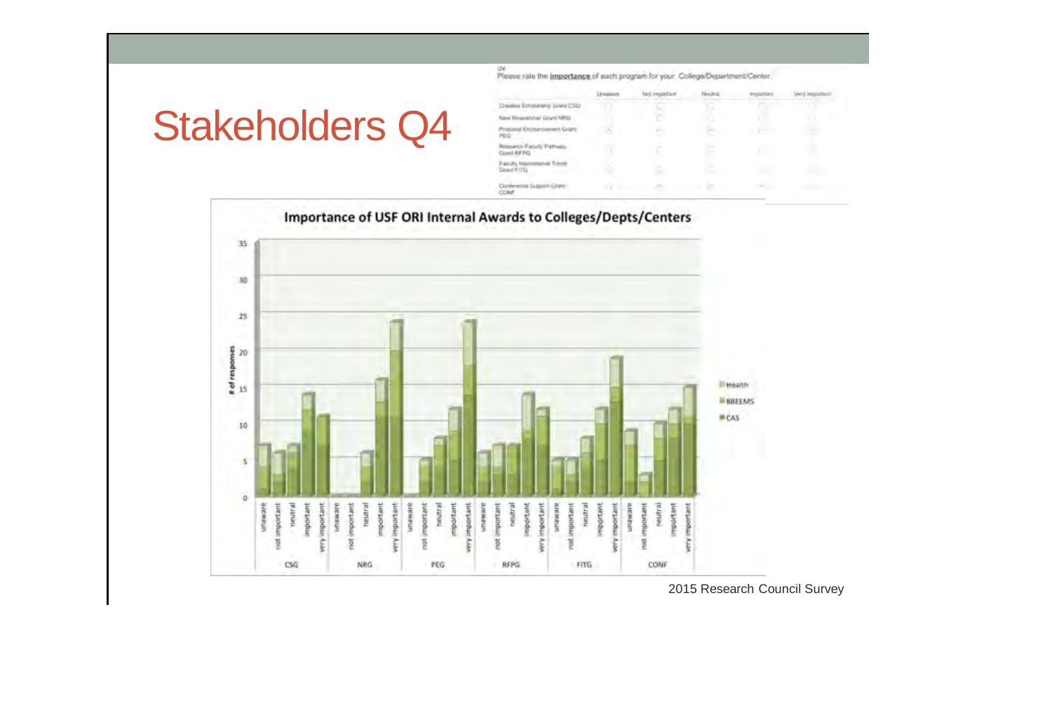# Stakeholders Q4

Q4
Please rate the **importance** of each program for your College/Department/Center.

| | Unaware | Not important | Neutral | Important | Very important |
|---|---|---|---|---|---|
| Creative Scholarship Grant CSG | | | | | |
| New Researcher Grant NRG | | | | | |
| Proposal Enchancement Grant PEG | | | | | |
| Research Faculty Pathway Grant RFPG | | | | | |
| Faculty International Travel Grant FITG | | | | | |
| Conference Support Grant CONF | | | | | |

**Importance of USF ORI Internal Awards to Colleges/Depts/Centers**

2015 Research Council Survey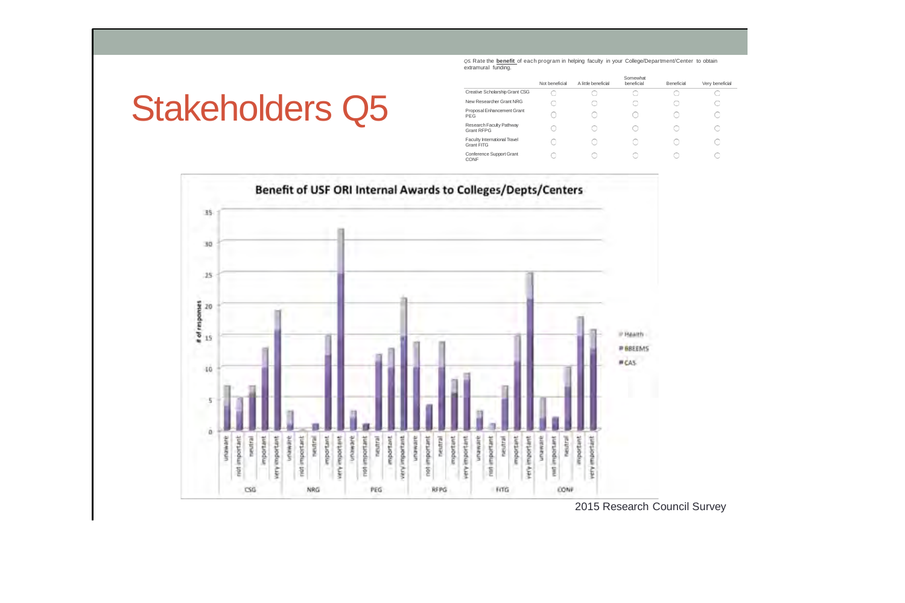# Stakeholders Q5

Q5. Rate the **benefit** of each program in helping faculty in your College/Department/Center to obtain extramural funding.

| | Not beneficial | A little beneficial | Somewhat beneficial | Beneficial | Very beneficial |
|---|---|---|---|---|---|
| Creative Scholarship Grant CSG | ◯ | ◯ | ◯ | ◯ | ◯ |
| New Researcher Grant NRG | ◯ | ◯ | ◯ | ◯ | ◯ |
| Proposal Enhancement Grant PEG | ◯ | ◯ | ◯ | ◯ | ◯ |
| Research Faculty Pathway Grant RFPG | ◯ | ◯ | ◯ | ◯ | ◯ |
| Faculty International Travel Grant FITG | ◯ | ◯ | ◯ | ◯ | ◯ |
| Conference Support Grant CONF | ◯ | ◯ | ◯ | ◯ | ◯ |

**Benefit of USF ORI Internal Awards to Colleges/Depts/Centers**

2015 Research Council Survey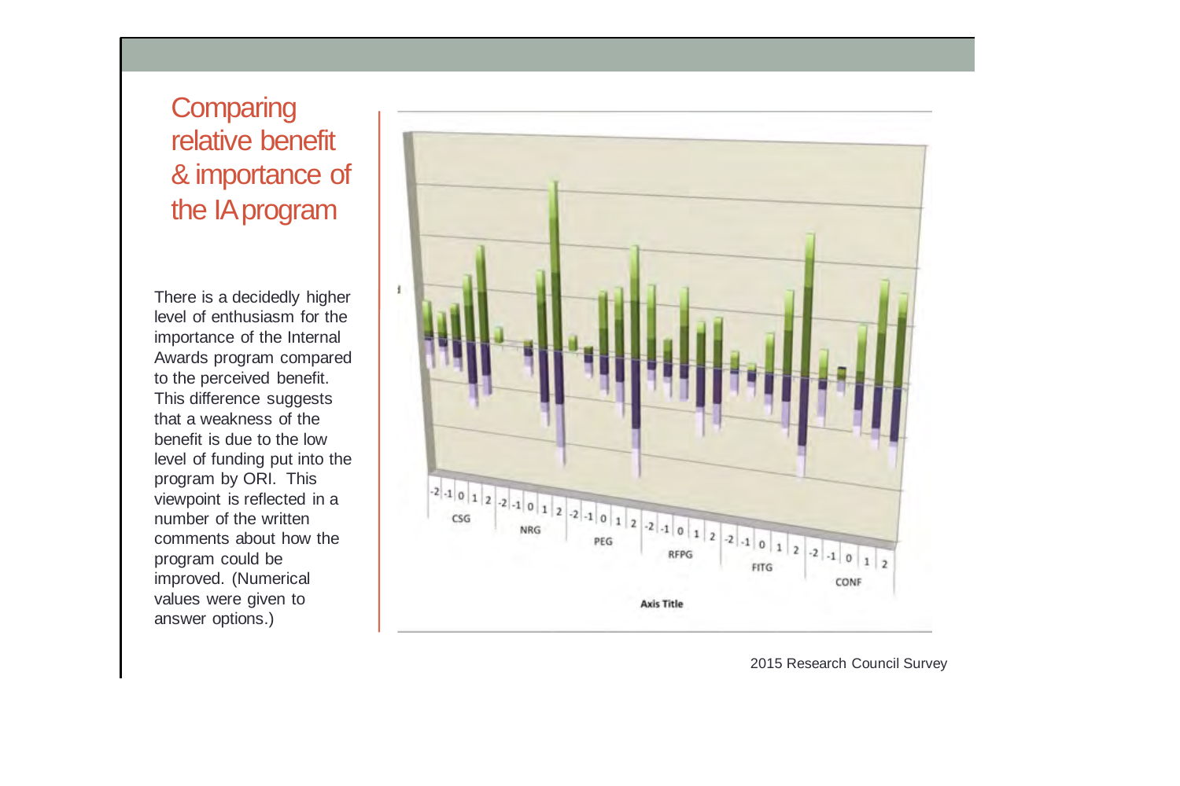# Comparing relative benefit & importance of the IA program

There is a decidedly higher level of enthusiasm for the importance of the Internal Awards program compared to the perceived benefit. This difference suggests that a weakness of the benefit is due to the low level of funding put into the program by ORI. This viewpoint is reflected in a number of the written comments about how the program could be improved. (Numerical values were given to answer options.)

-2 -1 0 1 2 | -2 -1 0 1 2 | -2 -1 0 1 2 | -2 -1 0 1 2 | -2 -1 0 1 2 | -2 -1 0 1 2

CSG NRG PEG RFPG FITG CONF

Axis Title

2015 Research Council Survey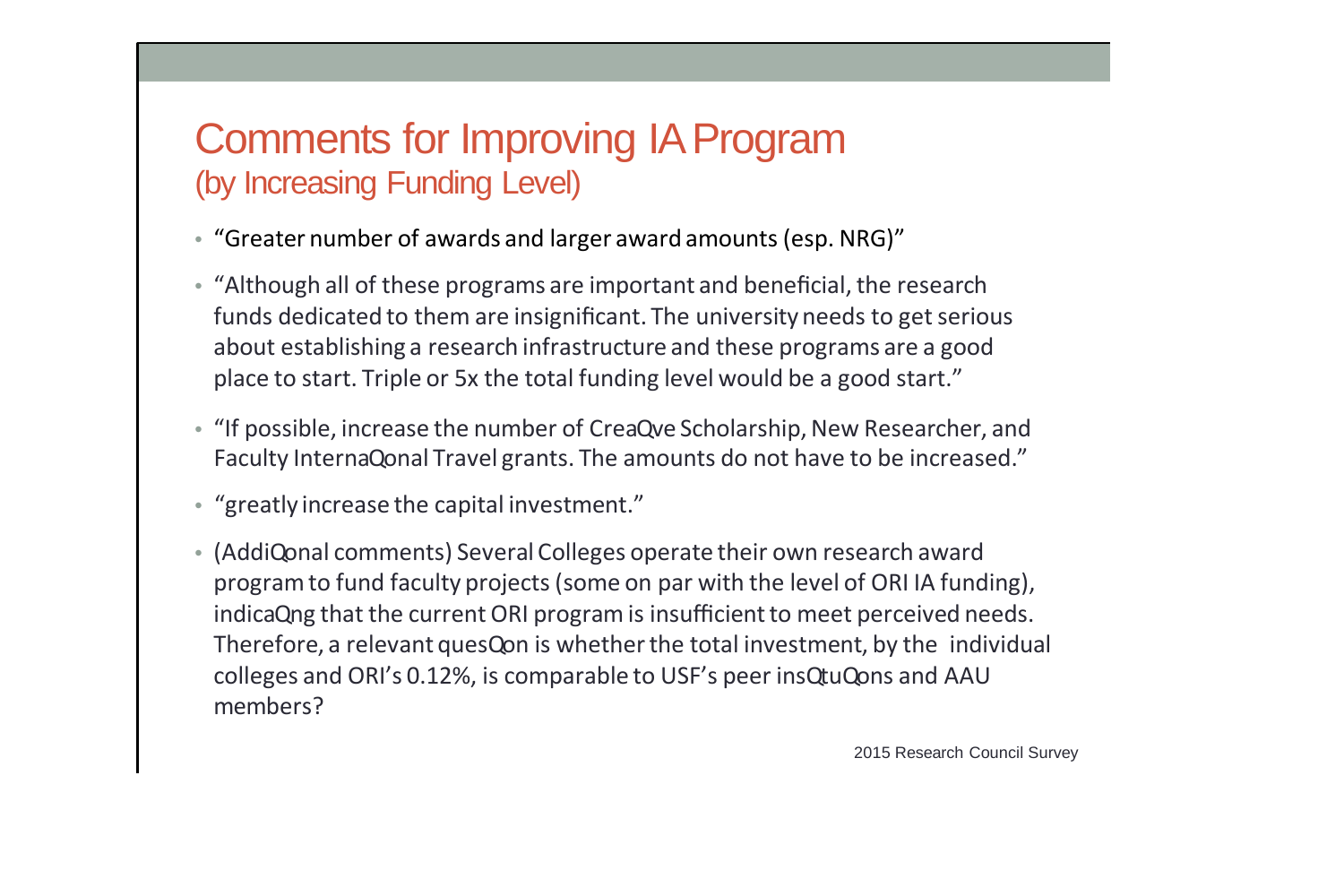## Comments for Improving IA Program
### (by Increasing Funding Level)

- "Greater number of awards and larger award amounts (esp. NRG)"
- "Although all of these programs are important and beneficial, the research funds dedicated to them are insignificant. The university needs to get serious about establishing a research infrastructure and these programs are a good place to start. Triple or 5x the total funding level would be a good start."
- "If possible, increase the number of Creative Scholarship, New Researcher, and Faculty International Travel grants. The amounts do not have to be increased."
- "greatly increase the capital investment."
- (Additional comments) Several Colleges operate their own research award program to fund faculty projects (some on par with the level of ORI IA funding), indicating that the current ORI program is insufficient to meet perceived needs. Therefore, a relevant question is whether the total investment, by the individual colleges and ORI's 0.12%, is comparable to USF's peer institutions and AAU members?

2015 Research Council Survey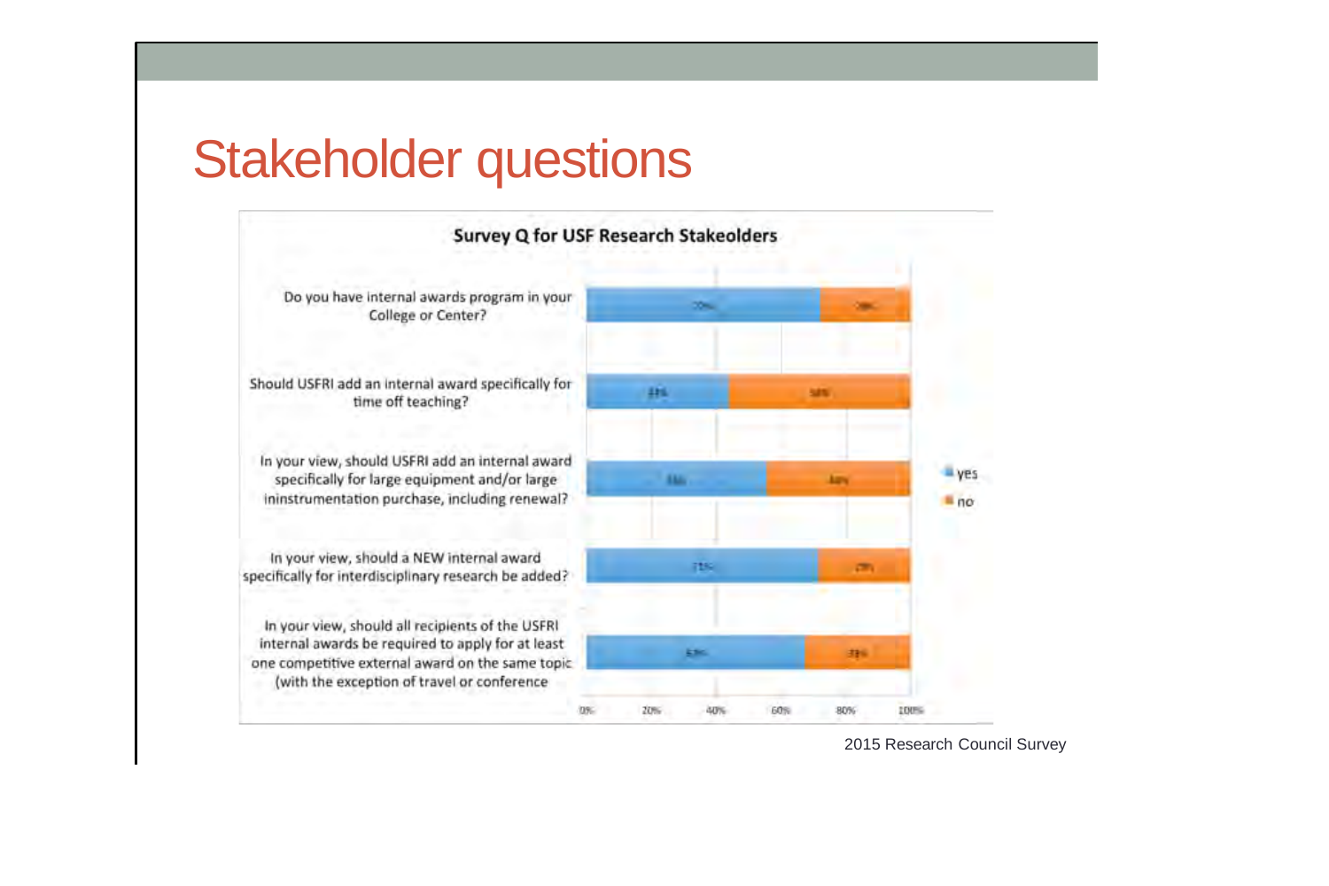# Stakeholder questions

**Survey Q for USF Research Stakeolders**

| Question | yes | no |
|---|---|---|
| Do you have internal awards program in your College or Center? | 72% | 28% |
| Should USFRI add an internal award specifically for time off teaching? | 44% | 56% |
| In your view, should USFRI add an internal award specifically for large equipment and/or large ininstrumentation purchase, including renewal? | 56% | 44% |
| In your view, should a NEW internal award specifically for interdisciplinary research be added? | 71% | 29% |
| In your view, should all recipients of the USFRI internal awards be required to apply for at least one competitive external award on the same topic (with the exception of travel or conference | 67% | 33% |

2015 Research Council Survey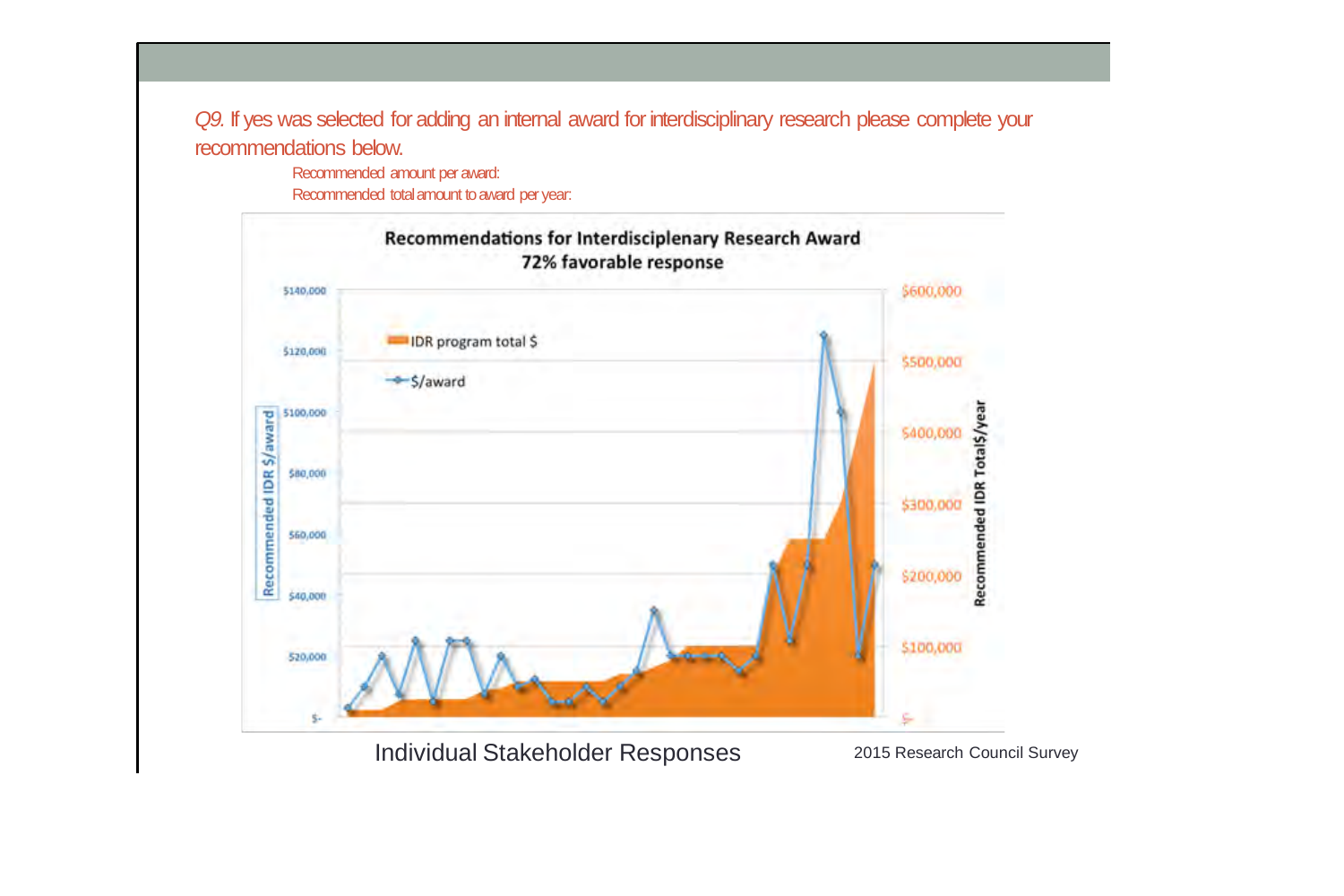*Q9.* If yes was selected for adding an internal award for interdisciplinary research please complete your recommendations below.

Recommended amount per award:

Recommended total amount to award per year:

**Recommendations for Interdisciplenary Research Award**
**72% favorable response**

Legend: IDR program total $ · $/award

Left axis: Recommended IDR $/award — $-, $20,000, $40,000, $60,000, $80,000, $100,000, $120,000, $140,000

Right axis: Recommended IDR Total$/year — $-, $100,000, $200,000, $300,000, $400,000, $500,000, $600,000

Individual Stakeholder Responses

2015 Research Council Survey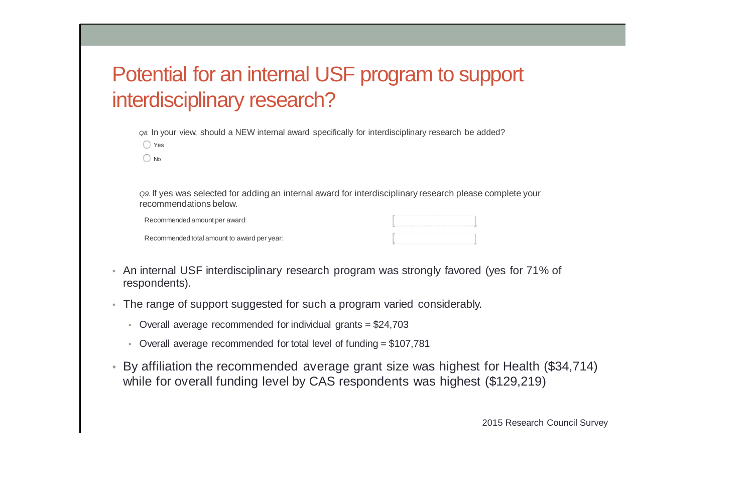# Potential for an internal USF program to support interdisciplinary research?

*Q8.* In your view, should a NEW internal award specifically for interdisciplinary research be added?

- ◯ Yes
- ◯ No

*Q9.* If yes was selected for adding an internal award for interdisciplinary research please complete your recommendations below.

| | |
|---|---|
| Recommended amount per award: | [ ] |
| Recommended total amount to award per year: | [ ] |

- An internal USF interdisciplinary research program was strongly favored (yes for 71% of respondents).
- The range of support suggested for such a program varied considerably.
  - Overall average recommended for individual grants = $24,703
  - Overall average recommended for total level of funding = $107,781
- By affiliation the recommended average grant size was highest for Health ($34,714) while for overall funding level by CAS respondents was highest ($129,219)

2015 Research Council Survey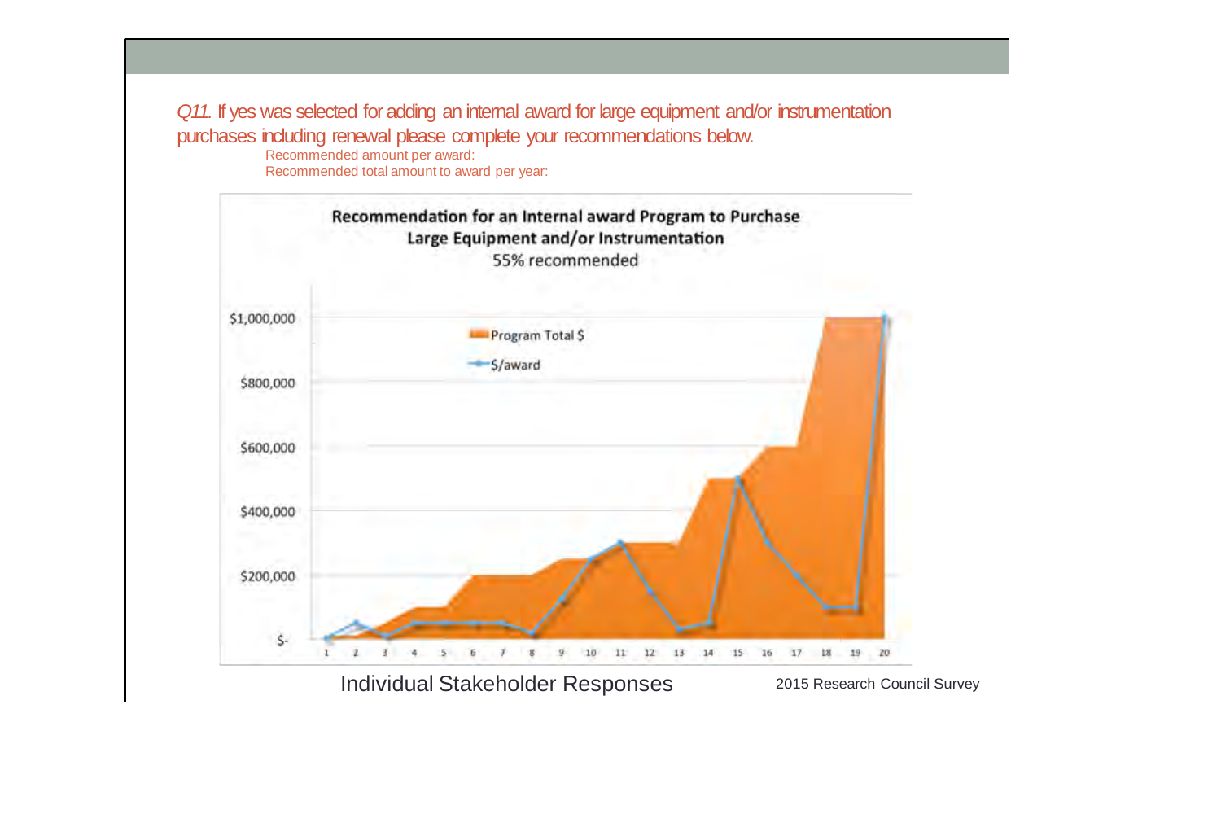*Q11.* If yes was selected for adding an internal award for large equipment and/or instrumentation purchases including renewal please complete your recommendations below.

Recommended amount per award:

Recommended total amount to award per year:

**Recommendation for an Internal award Program to Purchase Large Equipment and/or Instrumentation**

55% recommended

Individual Stakeholder Responses

2015 Research Council Survey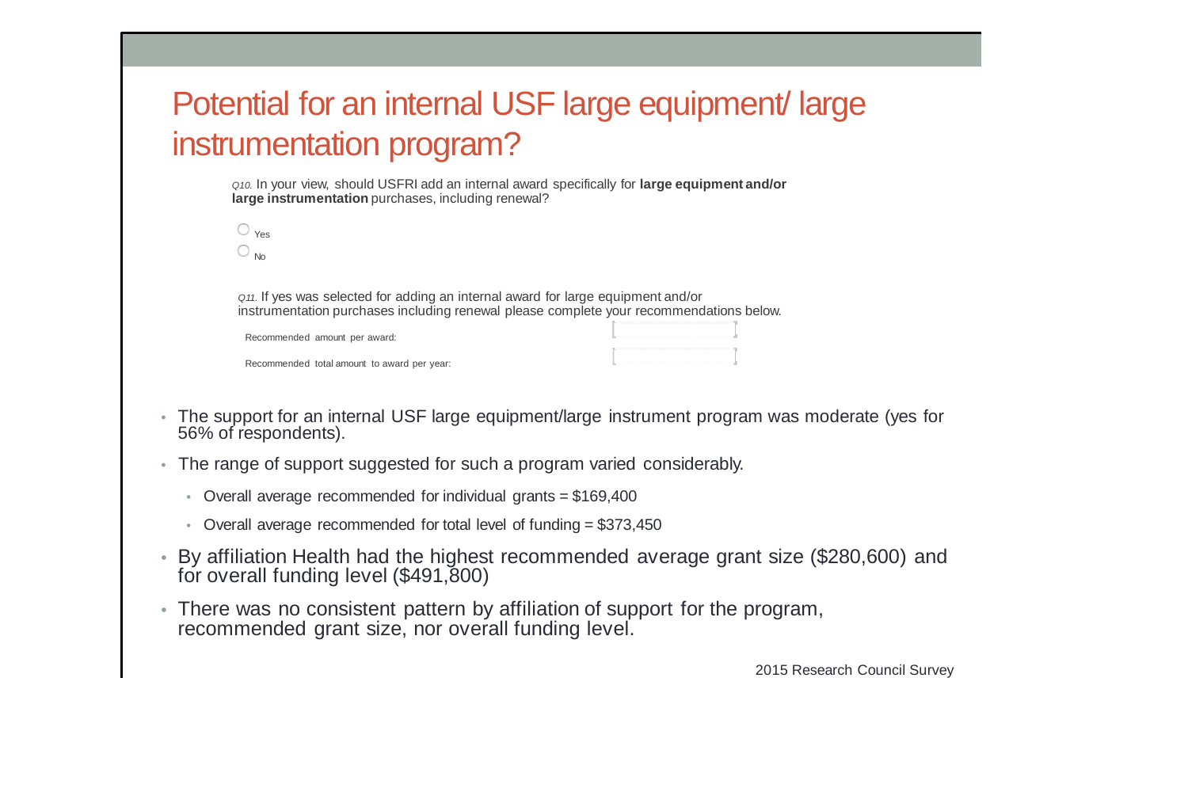# Potential for an internal USF large equipment/ large instrumentation program?

*Q10.* In your view, should USFRI add an internal award specifically for **large equipment and/or large instrumentation** purchases, including renewal?

- ◯ Yes
- ◯ No

*Q11.* If yes was selected for adding an internal award for large equipment and/or instrumentation purchases including renewal please complete your recommendations below.

Recommended amount per award: [ ]

Recommended total amount to award per year: [ ]

- The support for an internal USF large equipment/large instrument program was moderate (yes for 56% of respondents).
- The range of support suggested for such a program varied considerably.
  - Overall average recommended for individual grants = $169,400
  - Overall average recommended for total level of funding = $373,450
- By affiliation Health had the highest recommended average grant size ($280,600) and for overall funding level ($491,800)
- There was no consistent pattern by affiliation of support for the program, recommended grant size, nor overall funding level.

2015 Research Council Survey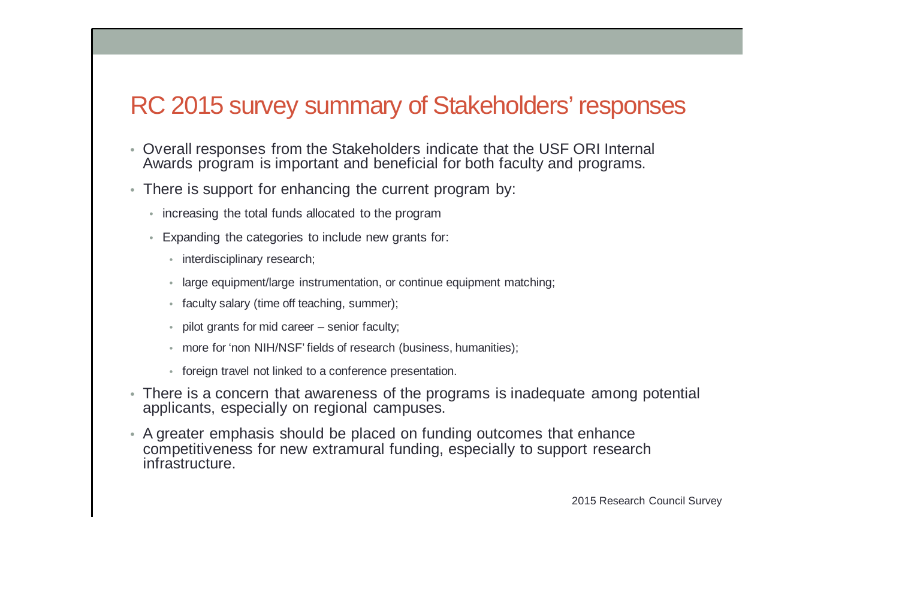# RC 2015 survey summary of Stakeholders' responses

- Overall responses from the Stakeholders indicate that the USF ORI Internal Awards program is important and beneficial for both faculty and programs.
- There is support for enhancing the current program by:
  - increasing the total funds allocated to the program
  - Expanding the categories to include new grants for:
    - interdisciplinary research;
    - large equipment/large instrumentation, or continue equipment matching;
    - faculty salary (time off teaching, summer);
    - pilot grants for mid career – senior faculty;
    - more for 'non NIH/NSF' fields of research (business, humanities);
    - foreign travel not linked to a conference presentation.
- There is a concern that awareness of the programs is inadequate among potential applicants, especially on regional campuses.
- A greater emphasis should be placed on funding outcomes that enhance competitiveness for new extramural funding, especially to support research infrastructure.

2015 Research Council Survey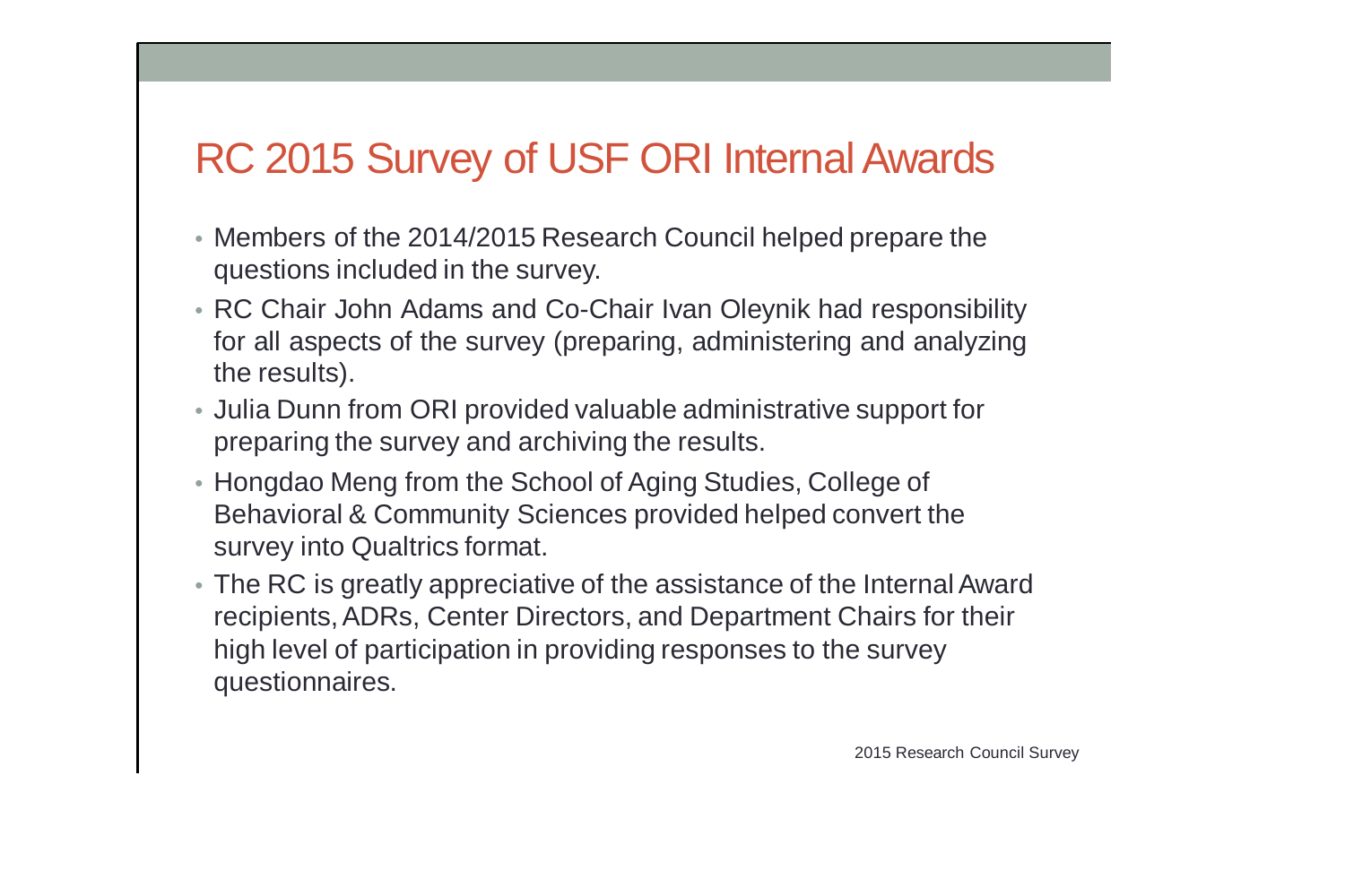# RC 2015 Survey of USF ORI Internal Awards

- Members of the 2014/2015 Research Council helped prepare the questions included in the survey.
- RC Chair John Adams and Co-Chair Ivan Oleynik had responsibility for all aspects of the survey (preparing, administering and analyzing the results).
- Julia Dunn from ORI provided valuable administrative support for preparing the survey and archiving the results.
- Hongdao Meng from the School of Aging Studies, College of Behavioral & Community Sciences provided helped convert the survey into Qualtrics format.
- The RC is greatly appreciative of the assistance of the Internal Award recipients, ADRs, Center Directors, and Department Chairs for their high level of participation in providing responses to the survey questionnaires.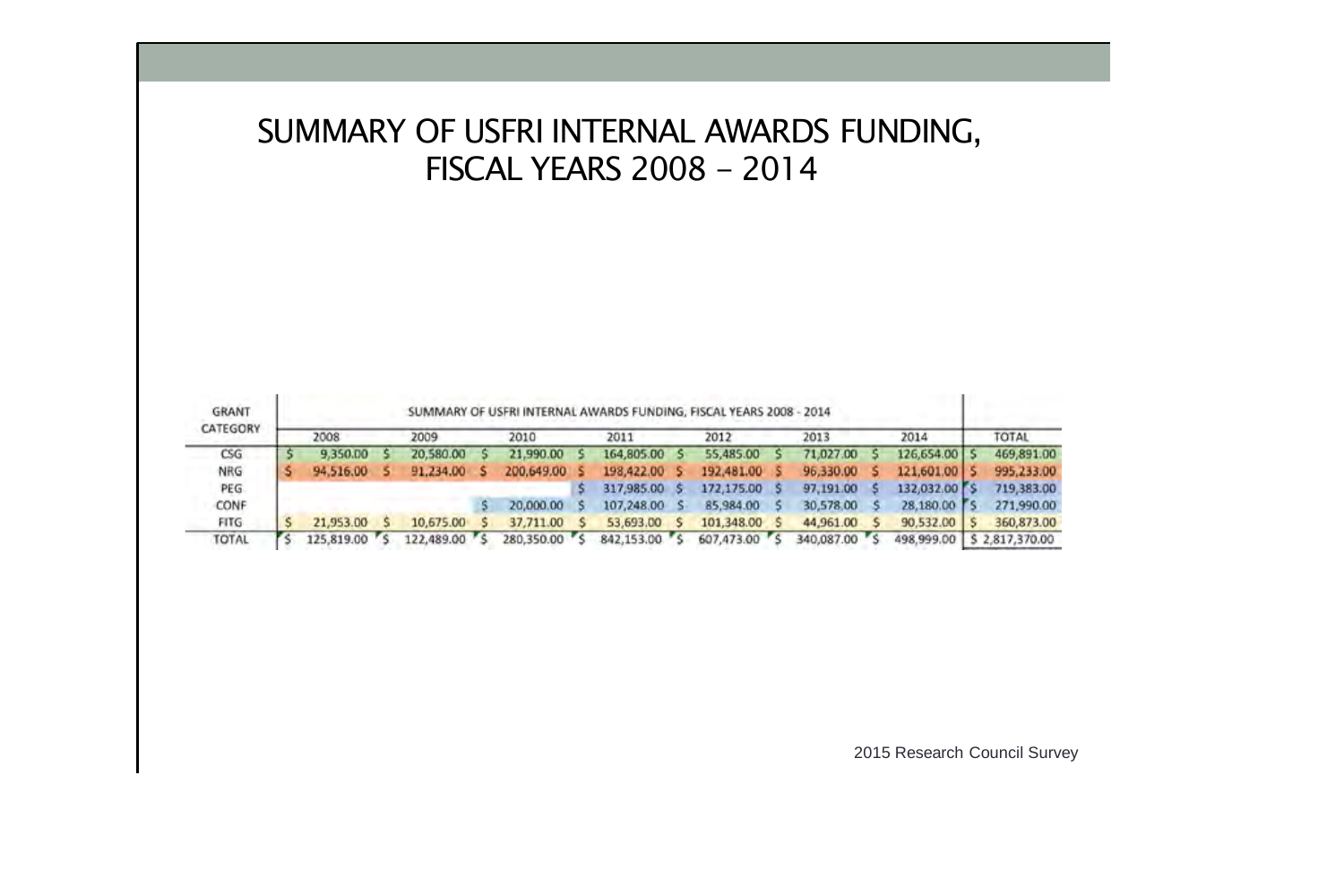# SUMMARY OF USFRI INTERNAL AWARDS FUNDING, FISCAL YEARS 2008 – 2014

| GRANT CATEGORY | SUMMARY OF USFRI INTERNAL AWARDS FUNDING, FISCAL YEARS 2008 - 2014 | | | | | | | |
|---|---|---|---|---|---|---|---|---|
| | 2008 | 2009 | 2010 | 2011 | 2012 | 2013 | 2014 | TOTAL |
| CSG | $ 9,350.00 | $ 20,580.00 | $ 21,990.00 | $ 164,805.00 | $ 55,485.00 | $ 71,027.00 | $ 126,654.00 | $ 469,891.00 |
| NRG | $ 94,516.00 | $ 91,234.00 | $ 200,649.00 | $ 198,422.00 | $ 192,481.00 | $ 96,330.00 | $ 121,601.00 | $ 995,233.00 |
| PEG | | | | $ 317,985.00 | $ 172,175.00 | $ 97,191.00 | $ 132,032.00 | $ 719,383.00 |
| CONF | | | $ 20,000.00 | $ 107,248.00 | $ 85,984.00 | $ 30,578.00 | $ 28,180.00 | $ 271,990.00 |
| FITG | $ 21,953.00 | $ 10,675.00 | $ 37,711.00 | $ 53,693.00 | $ 101,348.00 | $ 44,961.00 | $ 90,532.00 | $ 360,873.00 |
| TOTAL | $ 125,819.00 | $ 122,489.00 | $ 280,350.00 | $ 842,153.00 | $ 607,473.00 | $ 340,087.00 | $ 498,999.00 | $ 2,817,370.00 |

2015 Research Council Survey